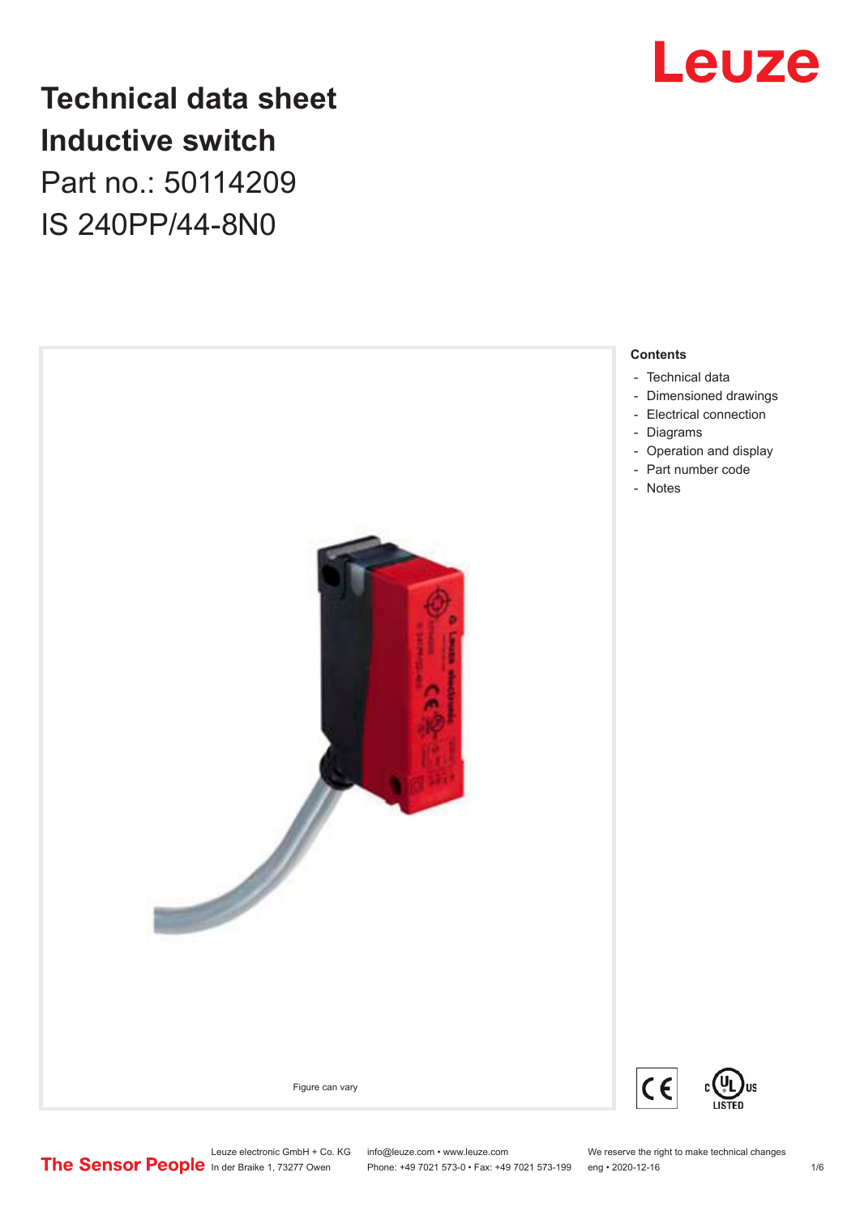# Technical data sheet
# Inductive switch

Part no.: 50114209

IS 240PP/44-8N0

Figure can vary

**Contents**

- Technical data
- Dimensioned drawings
- Electrical connection
- Diagrams
- Operation and display
- Part number code
- Notes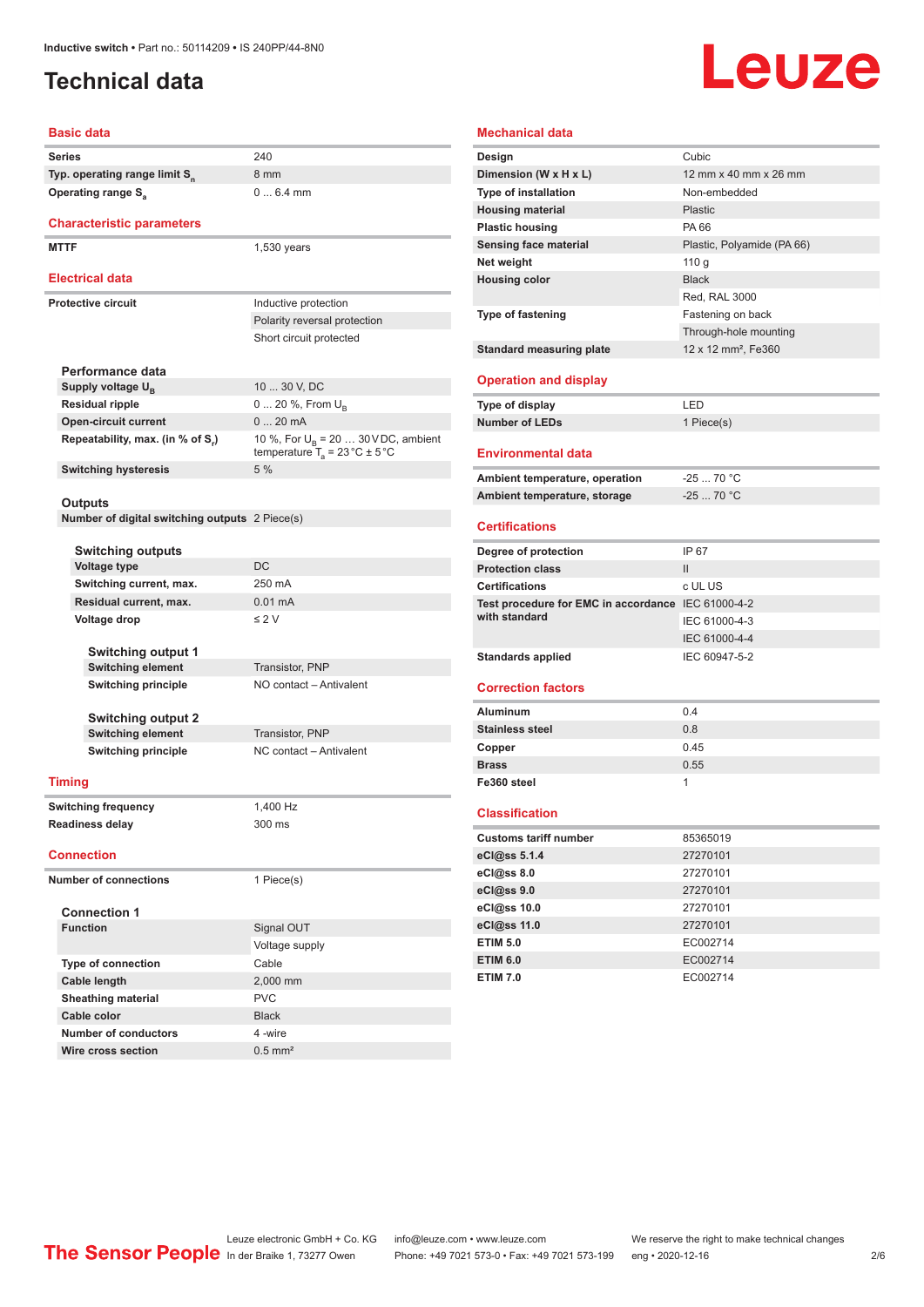Inductive switch • Part no.: 50114209 • IS 240PP/44-8N0

# Technical data

## Basic data

| | |
|---|---|
| Series | 240 |
| Typ. operating range limit $S_n$ | 8 mm |
| Operating range $S_a$ | 0 ... 6.4 mm |

## Characteristic parameters

| | |
|---|---|
| MTTF | 1,530 years |

## Electrical data

| | |
|---|---|
| Protective circuit | Inductive protection |
| | Polarity reversal protection |
| | Short circuit protected |

### Performance data

| | |
|---|---|
| Supply voltage $U_B$ | 10 ... 30 V, DC |
| Residual ripple | 0 ... 20 %, From $U_B$ |
| Open-circuit current | 0 ... 20 mA |
| Repeatability, max. (in % of $S_r$) | 10 %, For $U_B$ = 20 … 30 V DC, ambient temperature $T_a$ = 23 °C ± 5 °C |
| Switching hysteresis | 5 % |

### Outputs

| | |
|---|---|
| Number of digital switching outputs | 2 Piece(s) |

#### Switching outputs

| | |
|---|---|
| Voltage type | DC |
| Switching current, max. | 250 mA |
| Residual current, max. | 0.01 mA |
| Voltage drop | ≤ 2 V |

##### Switching output 1

| | |
|---|---|
| Switching element | Transistor, PNP |
| Switching principle | NO contact – Antivalent |

##### Switching output 2

| | |
|---|---|
| Switching element | Transistor, PNP |
| Switching principle | NC contact – Antivalent |

## Timing

| | |
|---|---|
| Switching frequency | 1,400 Hz |
| Readiness delay | 300 ms |

## Connection

| | |
|---|---|
| Number of connections | 1 Piece(s) |

### Connection 1

| | |
|---|---|
| Function | Signal OUT |
| | Voltage supply |
| Type of connection | Cable |
| Cable length | 2,000 mm |
| Sheathing material | PVC |
| Cable color | Black |
| Number of conductors | 4 -wire |
| Wire cross section | 0.5 mm² |

## Mechanical data

| | |
|---|---|
| Design | Cubic |
| Dimension (W x H x L) | 12 mm x 40 mm x 26 mm |
| Type of installation | Non-embedded |
| Housing material | Plastic |
| Plastic housing | PA 66 |
| Sensing face material | Plastic, Polyamide (PA 66) |
| Net weight | 110 g |
| Housing color | Black |
| | Red, RAL 3000 |
| Type of fastening | Fastening on back |
| | Through-hole mounting |
| Standard measuring plate | 12 x 12 mm², Fe360 |

## Operation and display

| | |
|---|---|
| Type of display | LED |
| Number of LEDs | 1 Piece(s) |

## Environmental data

| | |
|---|---|
| Ambient temperature, operation | -25 ... 70 °C |
| Ambient temperature, storage | -25 ... 70 °C |

## Certifications

| | |
|---|---|
| Degree of protection | IP 67 |
| Protection class | II |
| Certifications | c UL US |
| Test procedure for EMC in accordance with standard | IEC 61000-4-2 |
| | IEC 61000-4-3 |
| | IEC 61000-4-4 |
| Standards applied | IEC 60947-5-2 |

## Correction factors

| | |
|---|---|
| Aluminum | 0.4 |
| Stainless steel | 0.8 |
| Copper | 0.45 |
| Brass | 0.55 |
| Fe360 steel | 1 |

## Classification

| | |
|---|---|
| Customs tariff number | 85365019 |
| eCl@ss 5.1.4 | 27270101 |
| eCl@ss 8.0 | 27270101 |
| eCl@ss 9.0 | 27270101 |
| eCl@ss 10.0 | 27270101 |
| eCl@ss 11.0 | 27270101 |
| ETIM 5.0 | EC002714 |
| ETIM 6.0 | EC002714 |
| ETIM 7.0 | EC002714 |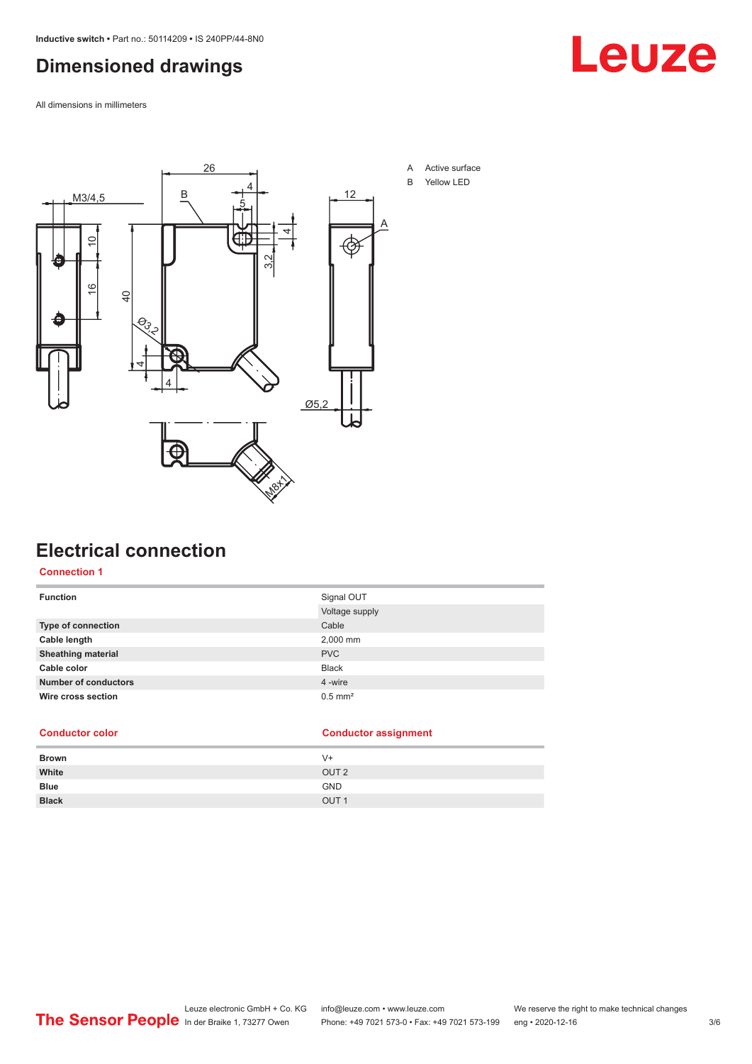# Dimensioned drawings

All dimensions in millimeters

A Active surface

B Yellow LED

# Electrical connection

## Connection 1

| | |
|---|---|
| **Function** | Signal OUT<br>Voltage supply |
| **Type of connection** | Cable |
| **Cable length** | 2,000 mm |
| **Sheathing material** | PVC |
| **Cable color** | Black |
| **Number of conductors** | 4 -wire |
| **Wire cross section** | 0.5 mm² |

| Conductor color | Conductor assignment |
|---|---|
| **Brown** | V+ |
| **White** | OUT 2 |
| **Blue** | GND |
| **Black** | OUT 1 |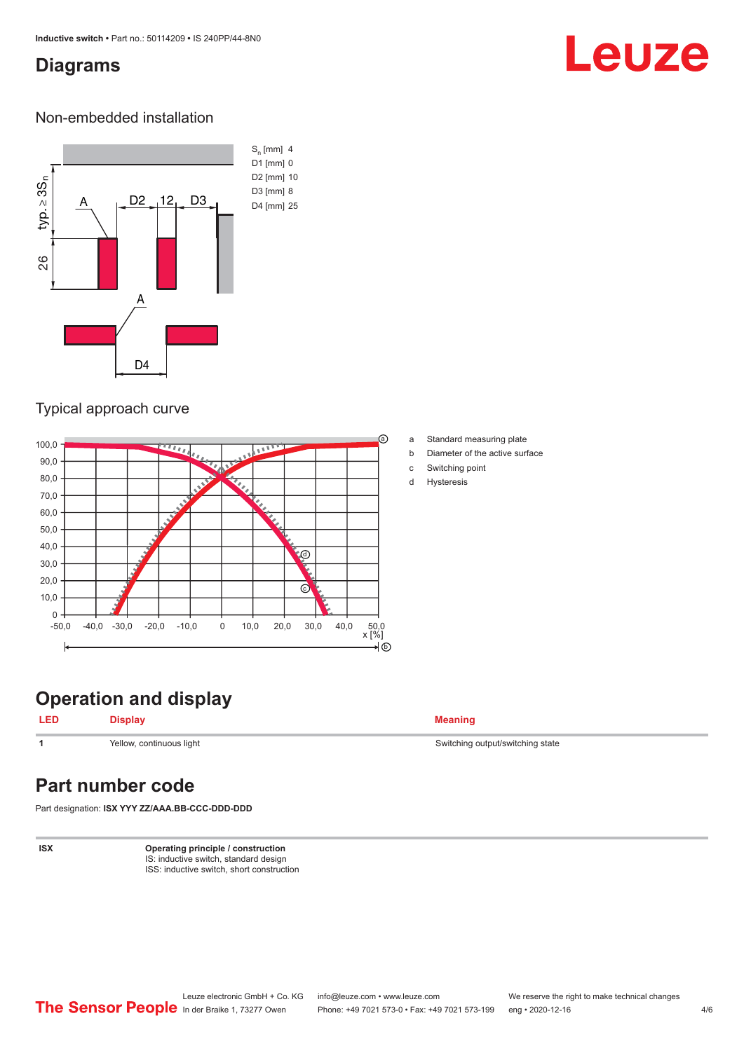# Diagrams

## Non-embedded installation

| | |
|---|---|
| $S_n$ [mm] | 4 |
| D1 [mm] | 0 |
| D2 [mm] | 10 |
| D3 [mm] | 8 |
| D4 [mm] | 25 |

## Typical approach curve

a Standard measuring plate

b Diameter of the active surface

c Switching point

d Hysteresis

# Operation and display

| LED | Display | Meaning |
|---|---|---|
| 1 | Yellow, continuous light | Switching output/switching state |

# Part number code

Part designation: **ISX YYY ZZ/AAA.BB-CCC-DDD-DDD**

| | |
|---|---|
| **ISX** | **Operating principle / construction**<br>IS: inductive switch, standard design<br>ISS: inductive switch, short construction |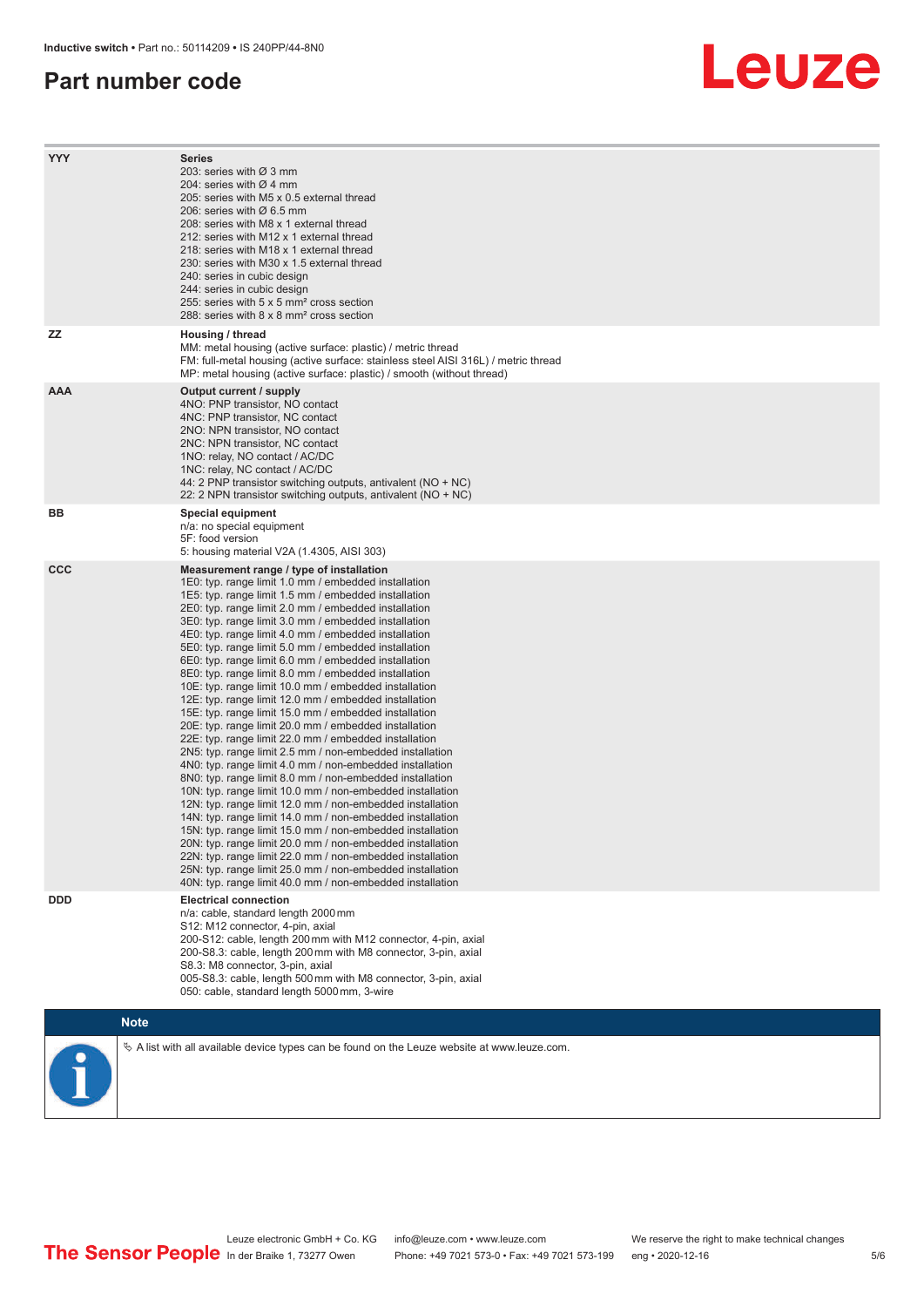# Part number code

| | |
|---|---|
| **YYY** | **Series**<br>203: series with Ø 3 mm<br>204: series with Ø 4 mm<br>205: series with M5 x 0.5 external thread<br>206: series with Ø 6.5 mm<br>208: series with M8 x 1 external thread<br>212: series with M12 x 1 external thread<br>218: series with M18 x 1 external thread<br>230: series with M30 x 1.5 external thread<br>240: series in cubic design<br>244: series in cubic design<br>255: series with 5 x 5 mm² cross section<br>288: series with 8 x 8 mm² cross section |
| **ZZ** | **Housing / thread**<br>MM: metal housing (active surface: plastic) / metric thread<br>FM: full-metal housing (active surface: stainless steel AISI 316L) / metric thread<br>MP: metal housing (active surface: plastic) / smooth (without thread) |
| **AAA** | **Output current / supply**<br>4NO: PNP transistor, NO contact<br>4NC: PNP transistor, NC contact<br>2NO: NPN transistor, NO contact<br>2NC: NPN transistor, NC contact<br>1NO: relay, NO contact / AC/DC<br>1NC: relay, NC contact / AC/DC<br>44: 2 PNP transistor switching outputs, antivalent (NO + NC)<br>22: 2 NPN transistor switching outputs, antivalent (NO + NC) |
| **BB** | **Special equipment**<br>n/a: no special equipment<br>5F: food version<br>5: housing material V2A (1.4305, AISI 303) |
| **CCC** | **Measurement range / type of installation**<br>1E0: typ. range limit 1.0 mm / embedded installation<br>1E5: typ. range limit 1.5 mm / embedded installation<br>2E0: typ. range limit 2.0 mm / embedded installation<br>3E0: typ. range limit 3.0 mm / embedded installation<br>4E0: typ. range limit 4.0 mm / embedded installation<br>5E0: typ. range limit 5.0 mm / embedded installation<br>6E0: typ. range limit 6.0 mm / embedded installation<br>8E0: typ. range limit 8.0 mm / embedded installation<br>10E: typ. range limit 10.0 mm / embedded installation<br>12E: typ. range limit 12.0 mm / embedded installation<br>15E: typ. range limit 15.0 mm / embedded installation<br>20E: typ. range limit 20.0 mm / embedded installation<br>22E: typ. range limit 22.0 mm / embedded installation<br>2N5: typ. range limit 2.5 mm / non-embedded installation<br>4N0: typ. range limit 4.0 mm / non-embedded installation<br>8N0: typ. range limit 8.0 mm / non-embedded installation<br>10N: typ. range limit 10.0 mm / non-embedded installation<br>12N: typ. range limit 12.0 mm / non-embedded installation<br>14N: typ. range limit 14.0 mm / non-embedded installation<br>15N: typ. range limit 15.0 mm / non-embedded installation<br>20N: typ. range limit 20.0 mm / non-embedded installation<br>22N: typ. range limit 22.0 mm / non-embedded installation<br>25N: typ. range limit 25.0 mm / non-embedded installation<br>40N: typ. range limit 40.0 mm / non-embedded installation |
| **DDD** | **Electrical connection**<br>n/a: cable, standard length 2000 mm<br>S12: M12 connector, 4-pin, axial<br>200-S12: cable, length 200 mm with M12 connector, 4-pin, axial<br>200-S8.3: cable, length 200 mm with M8 connector, 3-pin, axial<br>S8.3: M8 connector, 3-pin, axial<br>005-S8.3: cable, length 500 mm with M8 connector, 3-pin, axial<br>050: cable, standard length 5000 mm, 3-wire |

**Note**

↳ A list with all available device types can be found on the Leuze website at www.leuze.com.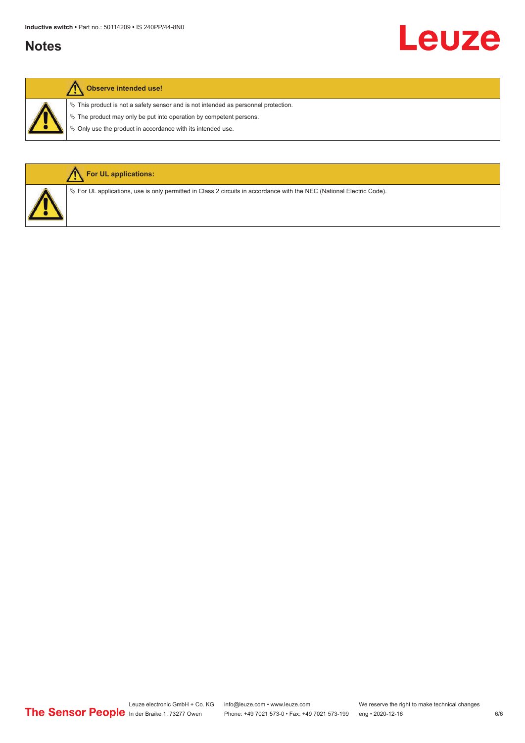## Notes

**Observe intended use!**

- This product is not a safety sensor and is not intended as personnel protection.
- The product may only be put into operation by competent persons.
- Only use the product in accordance with its intended use.

**For UL applications:**

- For UL applications, use is only permitted in Class 2 circuits in accordance with the NEC (National Electric Code).